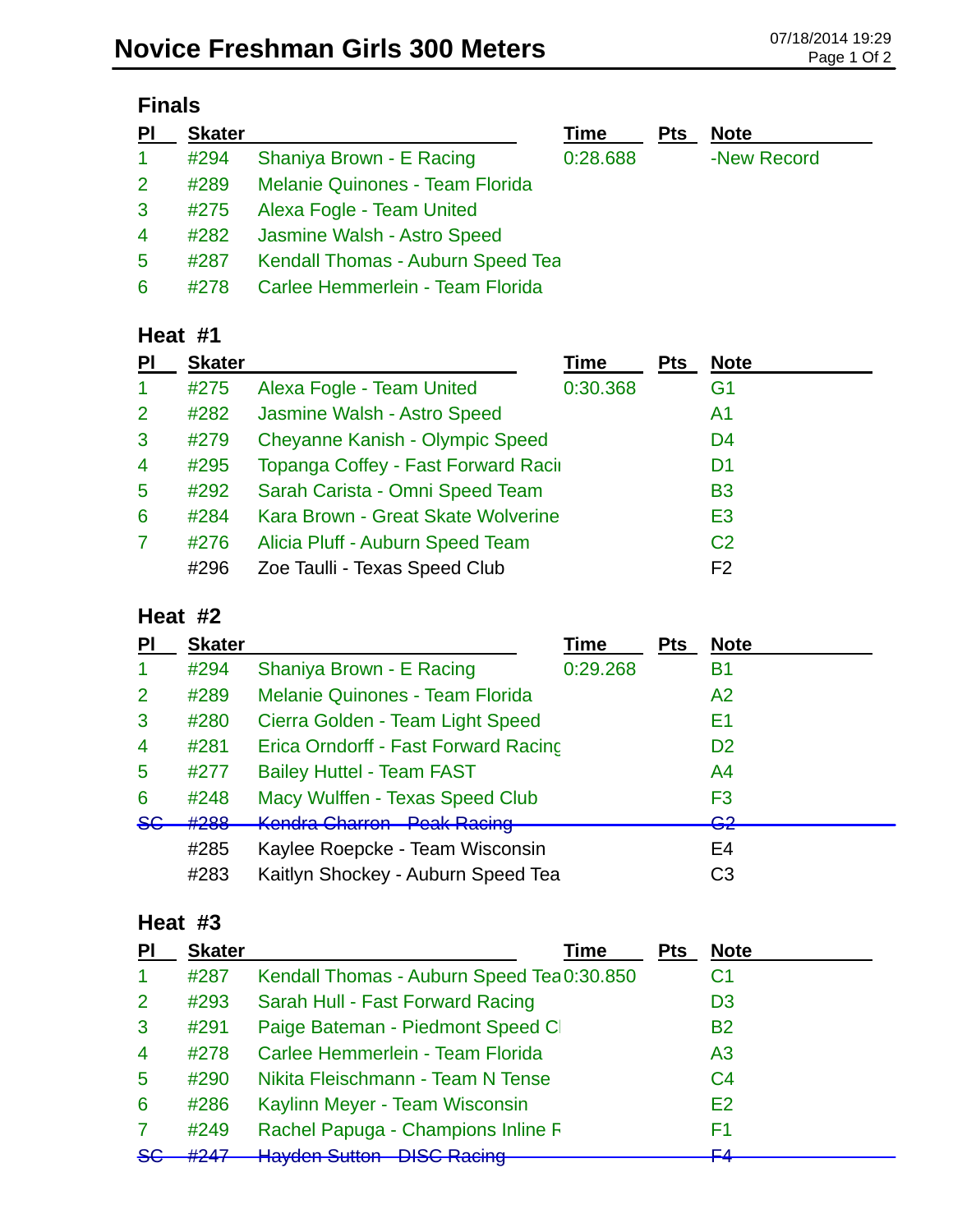# Novice Freshman Girls 300 Meters

07/18/2014 19:29

## Finals

| Pl | Skater | | Time | Pts | Note |
|---|---|---|---|---|---|
| 1 | #294 | Shaniya Brown - E Racing | 0:28.688 | | -New Record |
| 2 | #289 | Melanie Quinones - Team Florida | | | |
| 3 | #275 | Alexa Fogle - Team United | | | |
| 4 | #282 | Jasmine Walsh - Astro Speed | | | |
| 5 | #287 | Kendall Thomas - Auburn Speed Tea | | | |
| 6 | #278 | Carlee Hemmerlein - Team Florida | | | |

## Heat #1

| Pl | Skater | | Time | Pts | Note |
|---|---|---|---|---|---|
| 1 | #275 | Alexa Fogle - Team United | 0:30.368 | | G1 |
| 2 | #282 | Jasmine Walsh - Astro Speed | | | A1 |
| 3 | #279 | Cheyanne Kanish - Olympic Speed | | | D4 |
| 4 | #295 | Topanga Coffey - Fast Forward Racii | | | D1 |
| 5 | #292 | Sarah Carista - Omni Speed Team | | | B3 |
| 6 | #284 | Kara Brown - Great Skate Wolverine | | | E3 |
| 7 | #276 | Alicia Pluff - Auburn Speed Team | | | C2 |
| | #296 | Zoe Taulli - Texas Speed Club | | | F2 |

## Heat #2

| Pl | Skater | | Time | Pts | Note |
|---|---|---|---|---|---|
| 1 | #294 | Shaniya Brown - E Racing | 0:29.268 | | B1 |
| 2 | #289 | Melanie Quinones - Team Florida | | | A2 |
| 3 | #280 | Cierra Golden - Team Light Speed | | | E1 |
| 4 | #281 | Erica Orndorff - Fast Forward Racing | | | D2 |
| 5 | #277 | Bailey Huttel - Team FAST | | | A4 |
| 6 | #248 | Macy Wulffen - Texas Speed Club | | | F3 |
| ~~SC~~ | ~~#288~~ | ~~Kendra Charron - Peak Racing~~ | | | ~~G2~~ |
| | #285 | Kaylee Roepcke - Team Wisconsin | | | E4 |
| | #283 | Kaitlyn Shockey - Auburn Speed Tea | | | C3 |

## Heat #3

| Pl | Skater | | Time | Pts | Note |
|---|---|---|---|---|---|
| 1 | #287 | Kendall Thomas - Auburn Speed Tea | 0:30.850 | | C1 |
| 2 | #293 | Sarah Hull - Fast Forward Racing | | | D3 |
| 3 | #291 | Paige Bateman - Piedmont Speed Cl | | | B2 |
| 4 | #278 | Carlee Hemmerlein - Team Florida | | | A3 |
| 5 | #290 | Nikita Fleischmann - Team N Tense | | | C4 |
| 6 | #286 | Kaylinn Meyer - Team Wisconsin | | | E2 |
| 7 | #249 | Rachel Papuga - Champions Inline F | | | F1 |
| ~~SC~~ | ~~#247~~ | ~~Hayden Sutton - DISC Racing~~ | | | ~~F4~~ |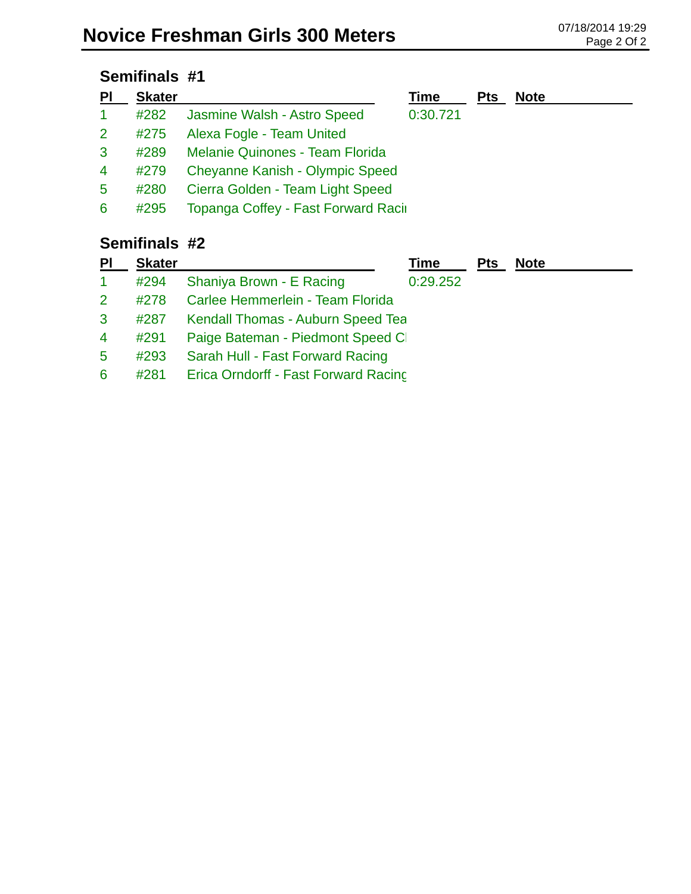# Novice Freshman Girls 300 Meters

## Semifinals #1

| Pl | Skater | | Time | Pts | Note |
|---|---|---|---|---|---|
| 1 | #282 | Jasmine Walsh - Astro Speed | 0:30.721 | | |
| 2 | #275 | Alexa Fogle - Team United | | | |
| 3 | #289 | Melanie Quinones - Team Florida | | | |
| 4 | #279 | Cheyanne Kanish - Olympic Speed | | | |
| 5 | #280 | Cierra Golden - Team Light Speed | | | |
| 6 | #295 | Topanga Coffey - Fast Forward Raci | | | |

## Semifinals #2

| Pl | Skater | | Time | Pts | Note |
|---|---|---|---|---|---|
| 1 | #294 | Shaniya Brown - E Racing | 0:29.252 | | |
| 2 | #278 | Carlee Hemmerlein - Team Florida | | | |
| 3 | #287 | Kendall Thomas - Auburn Speed Tea | | | |
| 4 | #291 | Paige Bateman - Piedmont Speed C | | | |
| 5 | #293 | Sarah Hull - Fast Forward Racing | | | |
| 6 | #281 | Erica Orndorff - Fast Forward Racing | | | |